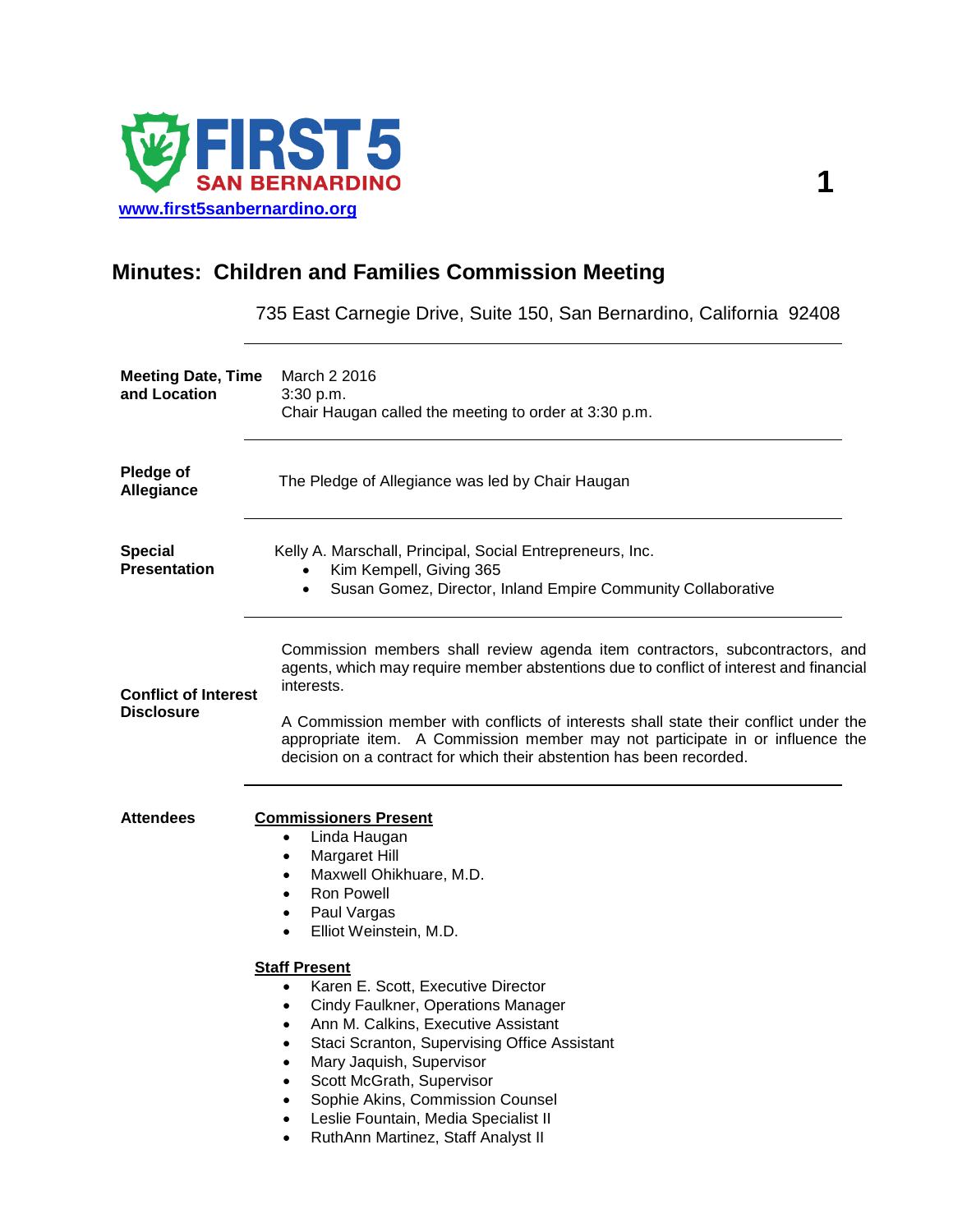FIRST 5 SAN BERNARDINO

www.first5sanbernardino.org

# Minutes: Children and Families Commission Meeting

735 East Carnegie Drive, Suite 150, San Bernardino, California 92408

**Meeting Date, Time and Location**

March 2 2016
3:30 p.m.
Chair Haugan called the meeting to order at 3:30 p.m.

**Pledge of Allegiance**

The Pledge of Allegiance was led by Chair Haugan

**Special Presentation**

Kelly A. Marschall, Principal, Social Entrepreneurs, Inc.

- Kim Kempell, Giving 365
- Susan Gomez, Director, Inland Empire Community Collaborative

**Conflict of Interest Disclosure**

Commission members shall review agenda item contractors, subcontractors, and agents, which may require member abstentions due to conflict of interest and financial interests.

A Commission member with conflicts of interests shall state their conflict under the appropriate item. A Commission member may not participate in or influence the decision on a contract for which their abstention has been recorded.

**Attendees**

**Commissioners Present**

- Linda Haugan
- Margaret Hill
- Maxwell Ohikhuare, M.D.
- Ron Powell
- Paul Vargas
- Elliot Weinstein, M.D.

**Staff Present**

- Karen E. Scott, Executive Director
- Cindy Faulkner, Operations Manager
- Ann M. Calkins, Executive Assistant
- Staci Scranton, Supervising Office Assistant
- Mary Jaquish, Supervisor
- Scott McGrath, Supervisor
- Sophie Akins, Commission Counsel
- Leslie Fountain, Media Specialist II
- RuthAnn Martinez, Staff Analyst II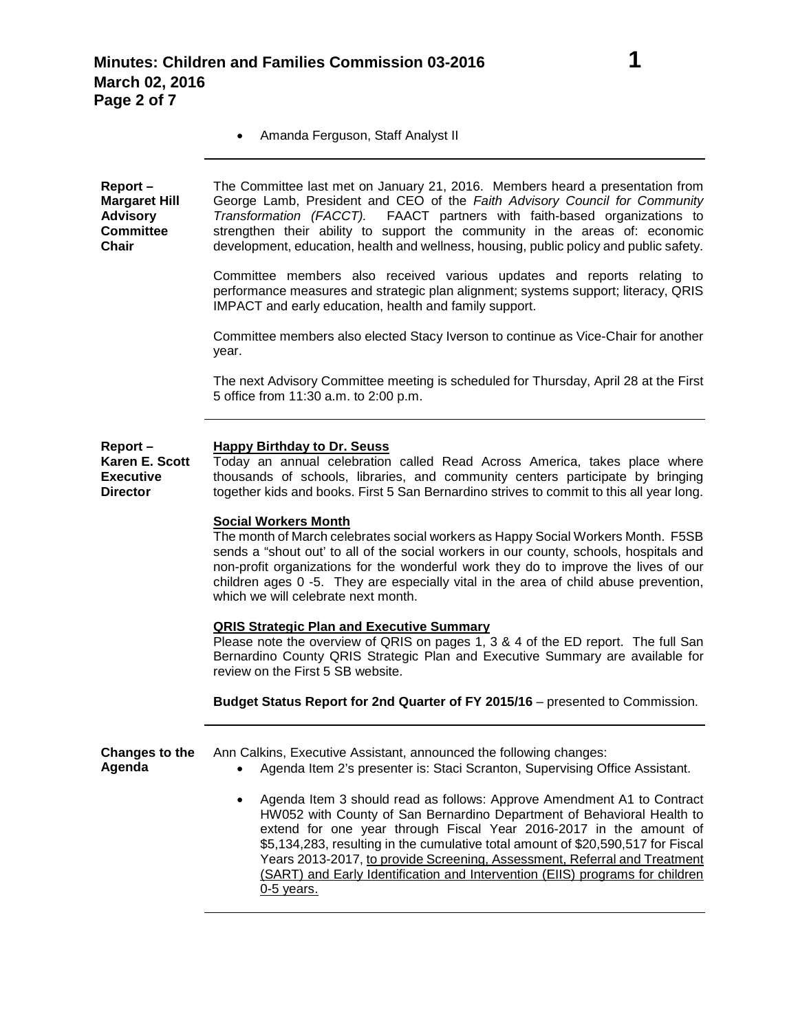- Amanda Ferguson, Staff Analyst II

---

**Report – Margaret Hill Advisory Committee Chair**

The Committee last met on January 21, 2016. Members heard a presentation from George Lamb, President and CEO of the *Faith Advisory Council for Community Transformation (FACCT).* FAACT partners with faith-based organizations to strengthen their ability to support the community in the areas of: economic development, education, health and wellness, housing, public policy and public safety.

Committee members also received various updates and reports relating to performance measures and strategic plan alignment; systems support; literacy, QRIS IMPACT and early education, health and family support.

Committee members also elected Stacy Iverson to continue as Vice-Chair for another year.

The next Advisory Committee meeting is scheduled for Thursday, April 28 at the First 5 office from 11:30 a.m. to 2:00 p.m.

---

**Report – Karen E. Scott Executive Director**

**Happy Birthday to Dr. Seuss**

Today an annual celebration called Read Across America, takes place where thousands of schools, libraries, and community centers participate by bringing together kids and books. First 5 San Bernardino strives to commit to this all year long.

**Social Workers Month**

The month of March celebrates social workers as Happy Social Workers Month. F5SB sends a "shout out' to all of the social workers in our county, schools, hospitals and non-profit organizations for the wonderful work they do to improve the lives of our children ages 0 -5. They are especially vital in the area of child abuse prevention, which we will celebrate next month.

**QRIS Strategic Plan and Executive Summary**

Please note the overview of QRIS on pages 1, 3 & 4 of the ED report. The full San Bernardino County QRIS Strategic Plan and Executive Summary are available for review on the First 5 SB website.

**Budget Status Report for 2nd Quarter of FY 2015/16** – presented to Commission.

---

**Changes to the Agenda**

Ann Calkins, Executive Assistant, announced the following changes:

- Agenda Item 2's presenter is: Staci Scranton, Supervising Office Assistant.
- Agenda Item 3 should read as follows: Approve Amendment A1 to Contract HW052 with County of San Bernardino Department of Behavioral Health to extend for one year through Fiscal Year 2016-2017 in the amount of $5,134,283, resulting in the cumulative total amount of $20,590,517 for Fiscal Years 2013-2017, <u>to provide Screening, Assessment, Referral and Treatment (SART) and Early Identification and Intervention (EIIS) programs for children 0-5 years.</u>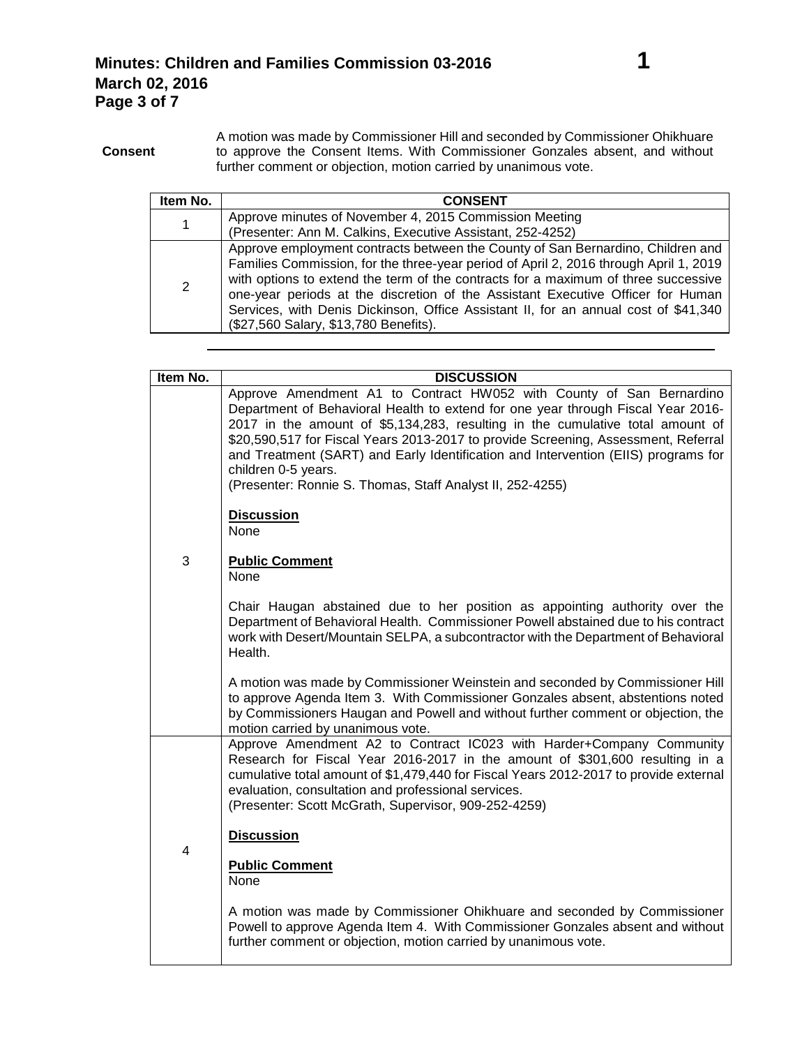**Consent**

A motion was made by Commissioner Hill and seconded by Commissioner Ohikhuare to approve the Consent Items. With Commissioner Gonzales absent, and without further comment or objection, motion carried by unanimous vote.

| Item No. | CONSENT |
|---|---|
| 1 | Approve minutes of November 4, 2015 Commission Meeting<br>(Presenter: Ann M. Calkins, Executive Assistant, 252-4252) |
| 2 | Approve employment contracts between the County of San Bernardino, Children and Families Commission, for the three-year period of April 2, 2016 through April 1, 2019 with options to extend the term of the contracts for a maximum of three successive one-year periods at the discretion of the Assistant Executive Officer for Human Services, with Denis Dickinson, Office Assistant II, for an annual cost of $41,340 ($27,560 Salary, $13,780 Benefits). |

| Item No. | DISCUSSION |
|---|---|
| 3 | Approve Amendment A1 to Contract HW052 with County of San Bernardino Department of Behavioral Health to extend for one year through Fiscal Year 2016-2017 in the amount of $5,134,283, resulting in the cumulative total amount of $20,590,517 for Fiscal Years 2013-2017 to provide Screening, Assessment, Referral and Treatment (SART) and Early Identification and Intervention (EIIS) programs for children 0-5 years.<br>(Presenter: Ronnie S. Thomas, Staff Analyst II, 252-4255)<br><br>**Discussion**<br>None<br><br>**Public Comment**<br>None<br><br>Chair Haugan abstained due to her position as appointing authority over the Department of Behavioral Health. Commissioner Powell abstained due to his contract work with Desert/Mountain SELPA, a subcontractor with the Department of Behavioral Health.<br><br>A motion was made by Commissioner Weinstein and seconded by Commissioner Hill to approve Agenda Item 3. With Commissioner Gonzales absent, abstentions noted by Commissioners Haugan and Powell and without further comment or objection, the motion carried by unanimous vote. |
| 4 | Approve Amendment A2 to Contract IC023 with Harder+Company Community Research for Fiscal Year 2016-2017 in the amount of $301,600 resulting in a cumulative total amount of $1,479,440 for Fiscal Years 2012-2017 to provide external evaluation, consultation and professional services.<br>(Presenter: Scott McGrath, Supervisor, 909-252-4259)<br><br>**Discussion**<br><br>**Public Comment**<br>None<br><br>A motion was made by Commissioner Ohikhuare and seconded by Commissioner Powell to approve Agenda Item 4. With Commissioner Gonzales absent and without further comment or objection, motion carried by unanimous vote. |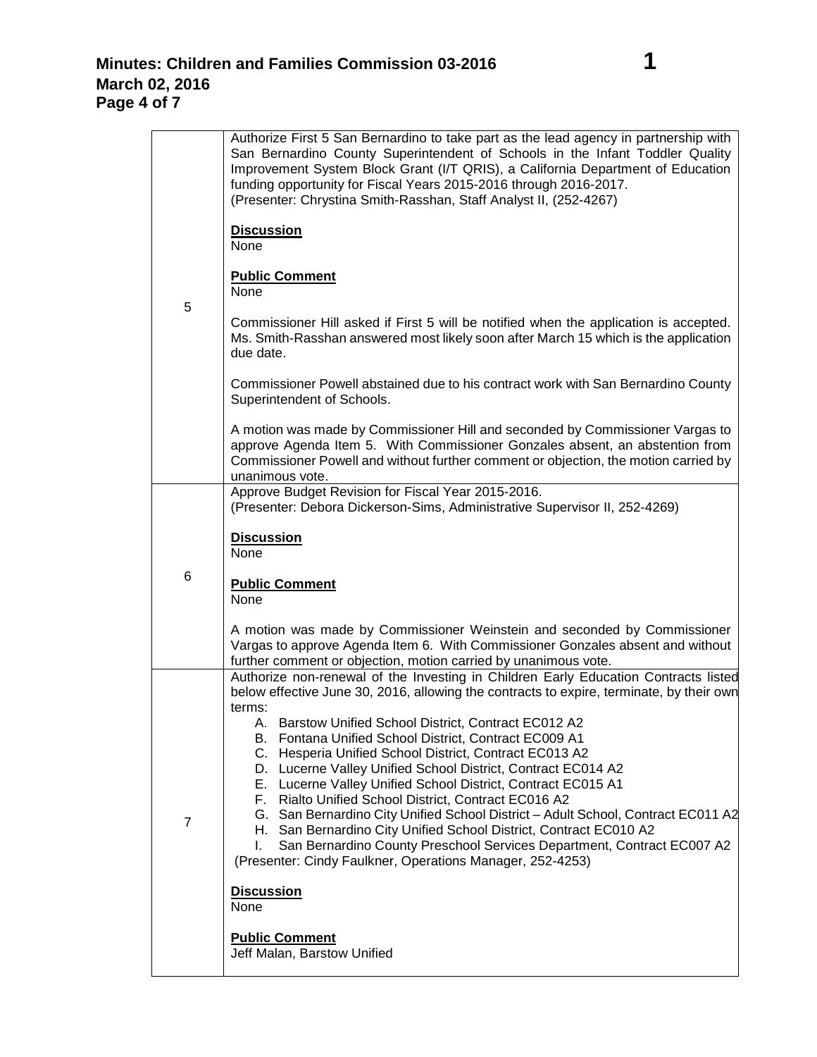| | |
|---|---|
| 5 | Authorize First 5 San Bernardino to take part as the lead agency in partnership with San Bernardino County Superintendent of Schools in the Infant Toddler Quality Improvement System Block Grant (I/T QRIS), a California Department of Education funding opportunity for Fiscal Years 2015-2016 through 2016-2017.<br>(Presenter: Chrystina Smith-Rasshan, Staff Analyst II, (252-4267)<br><br>**Discussion**<br>None<br><br>**Public Comment**<br>None<br><br>Commissioner Hill asked if First 5 will be notified when the application is accepted. Ms. Smith-Rasshan answered most likely soon after March 15 which is the application due date.<br><br>Commissioner Powell abstained due to his contract work with San Bernardino County Superintendent of Schools.<br><br>A motion was made by Commissioner Hill and seconded by Commissioner Vargas to approve Agenda Item 5. With Commissioner Gonzales absent, an abstention from Commissioner Powell and without further comment or objection, the motion carried by unanimous vote. |
| 6 | Approve Budget Revision for Fiscal Year 2015-2016.<br>(Presenter: Debora Dickerson-Sims, Administrative Supervisor II, 252-4269)<br><br>**Discussion**<br>None<br><br>**Public Comment**<br>None<br><br>A motion was made by Commissioner Weinstein and seconded by Commissioner Vargas to approve Agenda Item 6. With Commissioner Gonzales absent and without further comment or objection, motion carried by unanimous vote. |
| 7 | Authorize non-renewal of the Investing in Children Early Education Contracts listed below effective June 30, 2016, allowing the contracts to expire, terminate, by their own terms:<br>A. Barstow Unified School District, Contract EC012 A2<br>B. Fontana Unified School District, Contract EC009 A1<br>C. Hesperia Unified School District, Contract EC013 A2<br>D. Lucerne Valley Unified School District, Contract EC014 A2<br>E. Lucerne Valley Unified School District, Contract EC015 A1<br>F. Rialto Unified School District, Contract EC016 A2<br>G. San Bernardino City Unified School District – Adult School, Contract EC011 A2<br>H. San Bernardino City Unified School District, Contract EC010 A2<br>I. San Bernardino County Preschool Services Department, Contract EC007 A2<br>(Presenter: Cindy Faulkner, Operations Manager, 252-4253)<br><br>**Discussion**<br>None<br><br>**Public Comment**<br>Jeff Malan, Barstow Unified |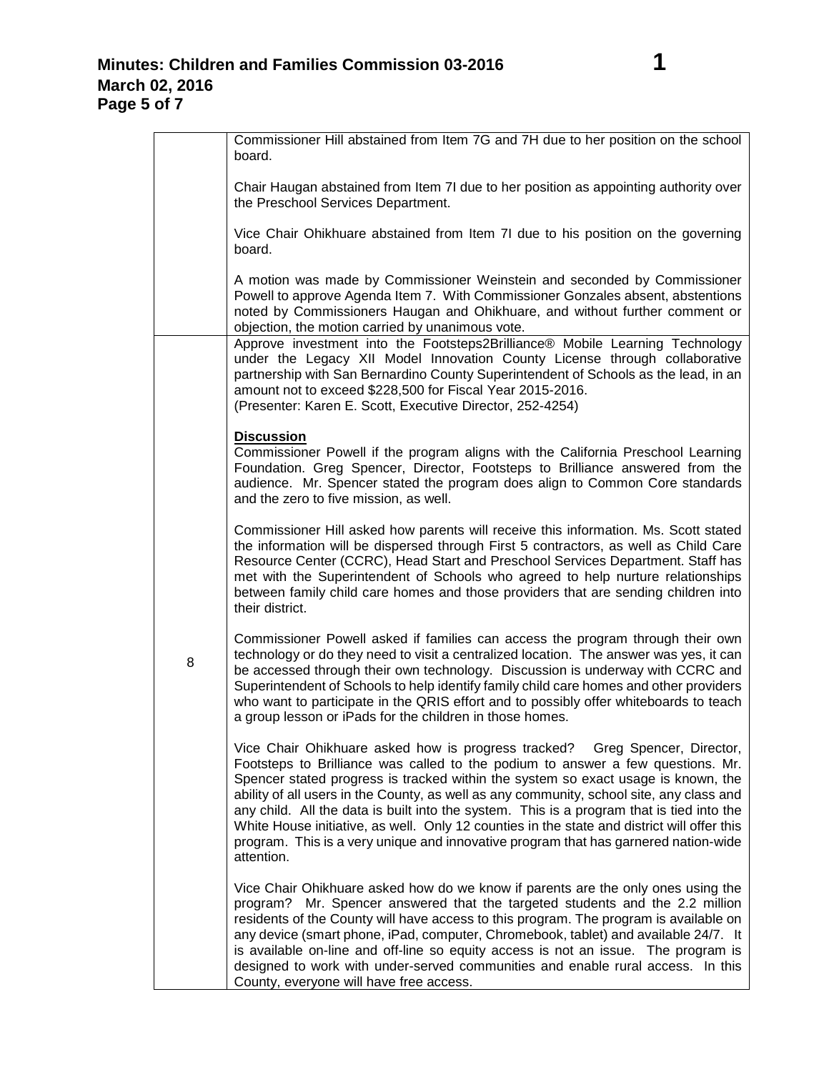| | |
|---|---|
| | Commissioner Hill abstained from Item 7G and 7H due to her position on the school board.<br><br>Chair Haugan abstained from Item 7I due to her position as appointing authority over the Preschool Services Department.<br><br>Vice Chair Ohikhuare abstained from Item 7I due to his position on the governing board.<br><br>A motion was made by Commissioner Weinstein and seconded by Commissioner Powell to approve Agenda Item 7. With Commissioner Gonzales absent, abstentions noted by Commissioners Haugan and Ohikhuare, and without further comment or objection, the motion carried by unanimous vote. |
| 8 | Approve investment into the Footsteps2Brilliance® Mobile Learning Technology under the Legacy XII Model Innovation County License through collaborative partnership with San Bernardino County Superintendent of Schools as the lead, in an amount not to exceed $228,500 for Fiscal Year 2015-2016.<br>(Presenter: Karen E. Scott, Executive Director, 252-4254)<br><br>**Discussion**<br>Commissioner Powell if the program aligns with the California Preschool Learning Foundation. Greg Spencer, Director, Footsteps to Brilliance answered from the audience. Mr. Spencer stated the program does align to Common Core standards and the zero to five mission, as well.<br><br>Commissioner Hill asked how parents will receive this information. Ms. Scott stated the information will be dispersed through First 5 contractors, as well as Child Care Resource Center (CCRC), Head Start and Preschool Services Department. Staff has met with the Superintendent of Schools who agreed to help nurture relationships between family child care homes and those providers that are sending children into their district.<br><br>Commissioner Powell asked if families can access the program through their own technology or do they need to visit a centralized location. The answer was yes, it can be accessed through their own technology. Discussion is underway with CCRC and Superintendent of Schools to help identify family child care homes and other providers who want to participate in the QRIS effort and to possibly offer whiteboards to teach a group lesson or iPads for the children in those homes.<br><br>Vice Chair Ohikhuare asked how is progress tracked? Greg Spencer, Director, Footsteps to Brilliance was called to the podium to answer a few questions. Mr. Spencer stated progress is tracked within the system so exact usage is known, the ability of all users in the County, as well as any community, school site, any class and any child. All the data is built into the system. This is a program that is tied into the White House initiative, as well. Only 12 counties in the state and district will offer this program. This is a very unique and innovative program that has garnered nation-wide attention.<br><br>Vice Chair Ohikhuare asked how do we know if parents are the only ones using the program? Mr. Spencer answered that the targeted students and the 2.2 million residents of the County will have access to this program. The program is available on any device (smart phone, iPad, computer, Chromebook, tablet) and available 24/7. It is available on-line and off-line so equity access is not an issue. The program is designed to work with under-served communities and enable rural access. In this County, everyone will have free access. |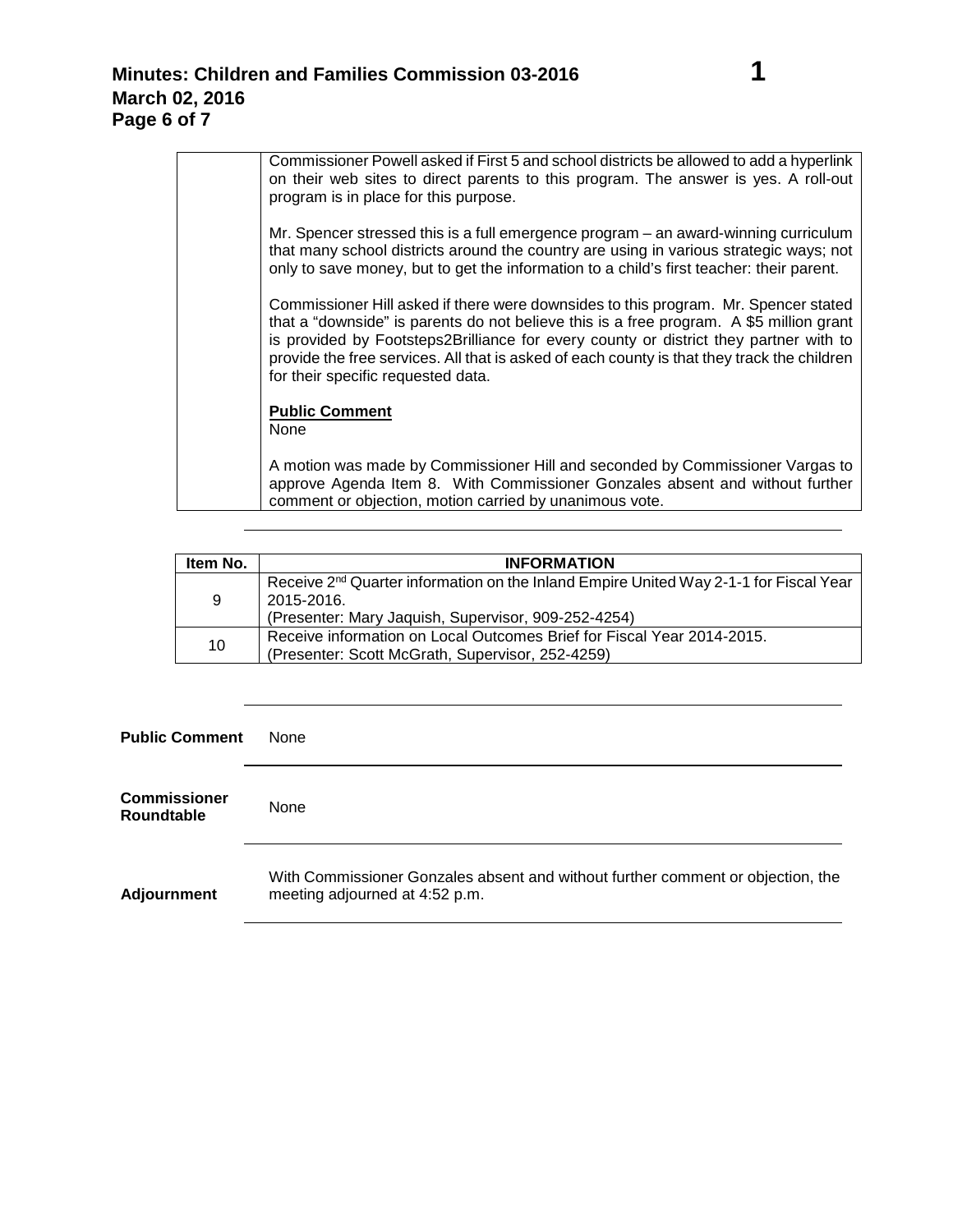| | |
|---|---|
| | Commissioner Powell asked if First 5 and school districts be allowed to add a hyperlink on their web sites to direct parents to this program. The answer is yes. A roll-out program is in place for this purpose.<br><br>Mr. Spencer stressed this is a full emergence program – an award-winning curriculum that many school districts around the country are using in various strategic ways; not only to save money, but to get the information to a child's first teacher: their parent.<br><br>Commissioner Hill asked if there were downsides to this program. Mr. Spencer stated that a "downside" is parents do not believe this is a free program. A $5 million grant is provided by Footsteps2Brilliance for every county or district they partner with to provide the free services. All that is asked of each county is that they track the children for their specific requested data.<br><br>**Public Comment**<br>None<br><br>A motion was made by Commissioner Hill and seconded by Commissioner Vargas to approve Agenda Item 8. With Commissioner Gonzales absent and without further comment or objection, motion carried by unanimous vote. |

| Item No. | INFORMATION |
|---|---|
| 9 | Receive 2nd Quarter information on the Inland Empire United Way 2-1-1 for Fiscal Year 2015-2016.<br>(Presenter: Mary Jaquish, Supervisor, 909-252-4254) |
| 10 | Receive information on Local Outcomes Brief for Fiscal Year 2014-2015.<br>(Presenter: Scott McGrath, Supervisor, 252-4259) |

**Public Comment** None

**Commissioner Roundtable** None

**Adjournment** With Commissioner Gonzales absent and without further comment or objection, the meeting adjourned at 4:52 p.m.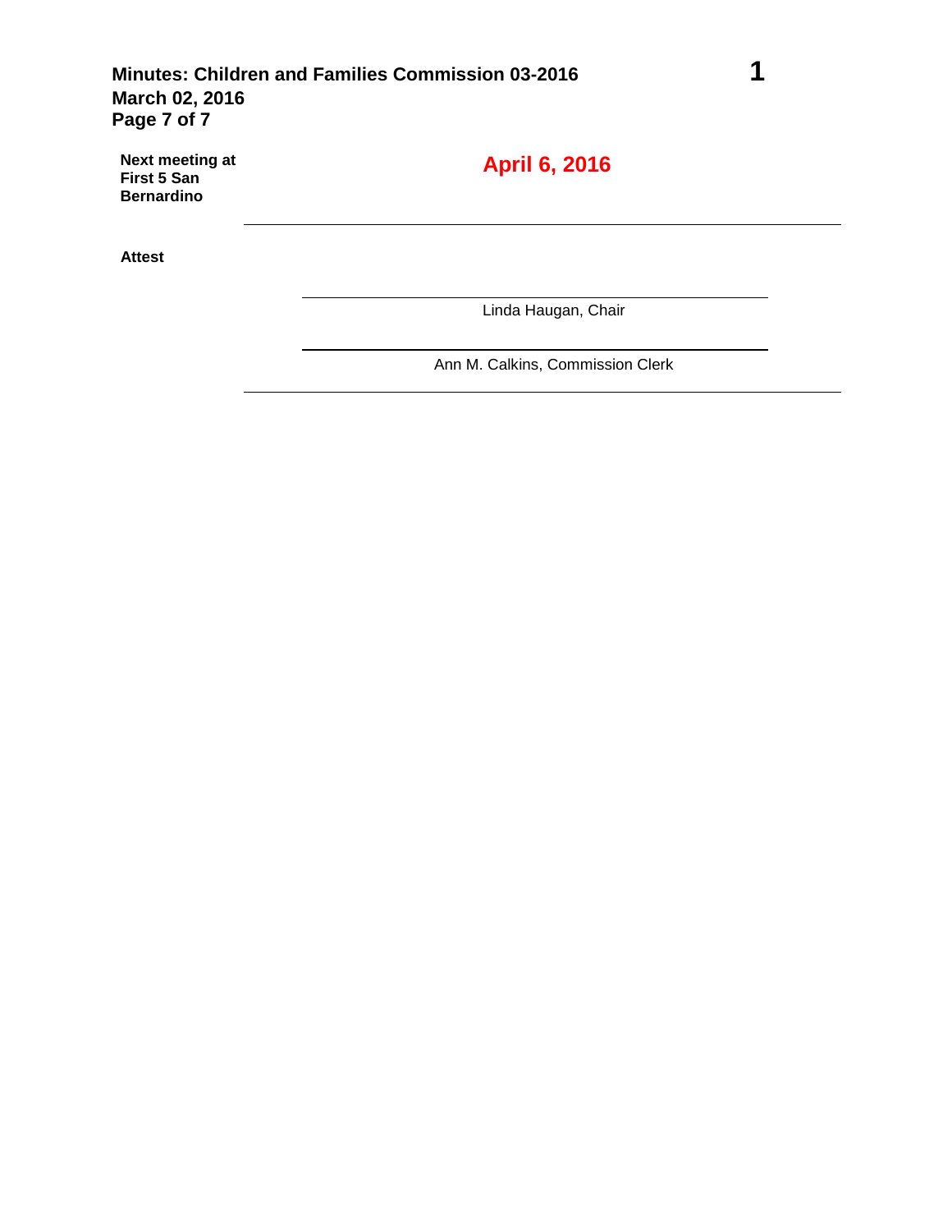**Next meeting at First 5 San Bernardino**

**April 6, 2016**

---

**Attest**

---

Linda Haugan, Chair

---

Ann M. Calkins, Commission Clerk

---